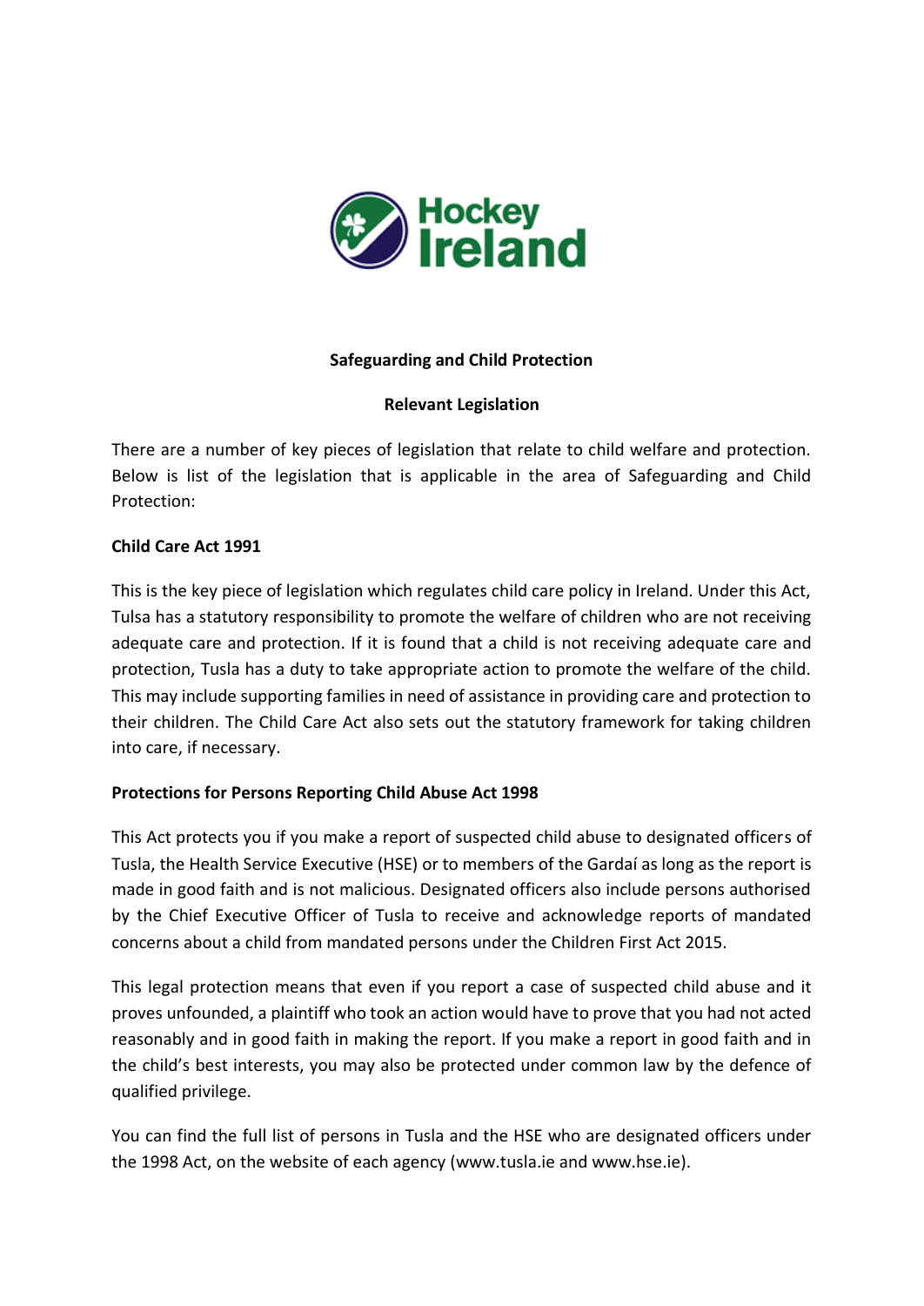# Safeguarding and Child Protection

## Relevant Legislation

There are a number of key pieces of legislation that relate to child welfare and protection. Below is list of the legislation that is applicable in the area of Safeguarding and Child Protection:

### Child Care Act 1991

This is the key piece of legislation which regulates child care policy in Ireland. Under this Act, Tulsa has a statutory responsibility to promote the welfare of children who are not receiving adequate care and protection. If it is found that a child is not receiving adequate care and protection, Tusla has a duty to take appropriate action to promote the welfare of the child. This may include supporting families in need of assistance in providing care and protection to their children. The Child Care Act also sets out the statutory framework for taking children into care, if necessary.

### Protections for Persons Reporting Child Abuse Act 1998

This Act protects you if you make a report of suspected child abuse to designated officers of Tusla, the Health Service Executive (HSE) or to members of the Gardaí as long as the report is made in good faith and is not malicious. Designated officers also include persons authorised by the Chief Executive Officer of Tusla to receive and acknowledge reports of mandated concerns about a child from mandated persons under the Children First Act 2015.

This legal protection means that even if you report a case of suspected child abuse and it proves unfounded, a plaintiff who took an action would have to prove that you had not acted reasonably and in good faith in making the report. If you make a report in good faith and in the child's best interests, you may also be protected under common law by the defence of qualified privilege.

You can find the full list of persons in Tusla and the HSE who are designated officers under the 1998 Act, on the website of each agency (www.tusla.ie and www.hse.ie).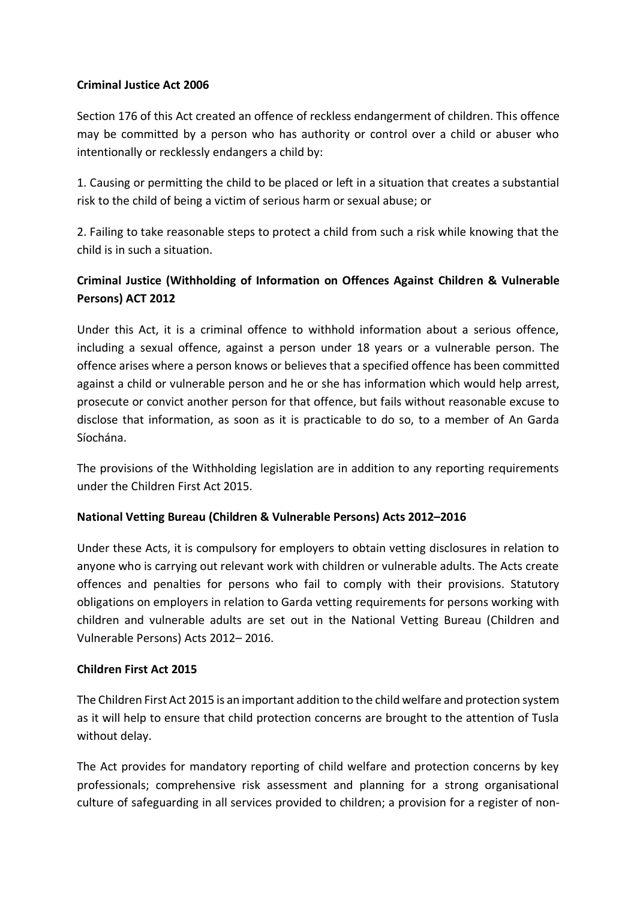**Criminal Justice Act 2006**

Section 176 of this Act created an offence of reckless endangerment of children. This offence may be committed by a person who has authority or control over a child or abuser who intentionally or recklessly endangers a child by:

1. Causing or permitting the child to be placed or left in a situation that creates a substantial risk to the child of being a victim of serious harm or sexual abuse; or

2. Failing to take reasonable steps to protect a child from such a risk while knowing that the child is in such a situation.

**Criminal Justice (Withholding of Information on Offences Against Children & Vulnerable Persons) ACT 2012**

Under this Act, it is a criminal offence to withhold information about a serious offence, including a sexual offence, against a person under 18 years or a vulnerable person. The offence arises where a person knows or believes that a specified offence has been committed against a child or vulnerable person and he or she has information which would help arrest, prosecute or convict another person for that offence, but fails without reasonable excuse to disclose that information, as soon as it is practicable to do so, to a member of An Garda Síochána.

The provisions of the Withholding legislation are in addition to any reporting requirements under the Children First Act 2015.

**National Vetting Bureau (Children & Vulnerable Persons) Acts 2012–2016**

Under these Acts, it is compulsory for employers to obtain vetting disclosures in relation to anyone who is carrying out relevant work with children or vulnerable adults. The Acts create offences and penalties for persons who fail to comply with their provisions. Statutory obligations on employers in relation to Garda vetting requirements for persons working with children and vulnerable adults are set out in the National Vetting Bureau (Children and Vulnerable Persons) Acts 2012– 2016.

**Children First Act 2015**

The Children First Act 2015 is an important addition to the child welfare and protection system as it will help to ensure that child protection concerns are brought to the attention of Tusla without delay.

The Act provides for mandatory reporting of child welfare and protection concerns by key professionals; comprehensive risk assessment and planning for a strong organisational culture of safeguarding in all services provided to children; a provision for a register of non-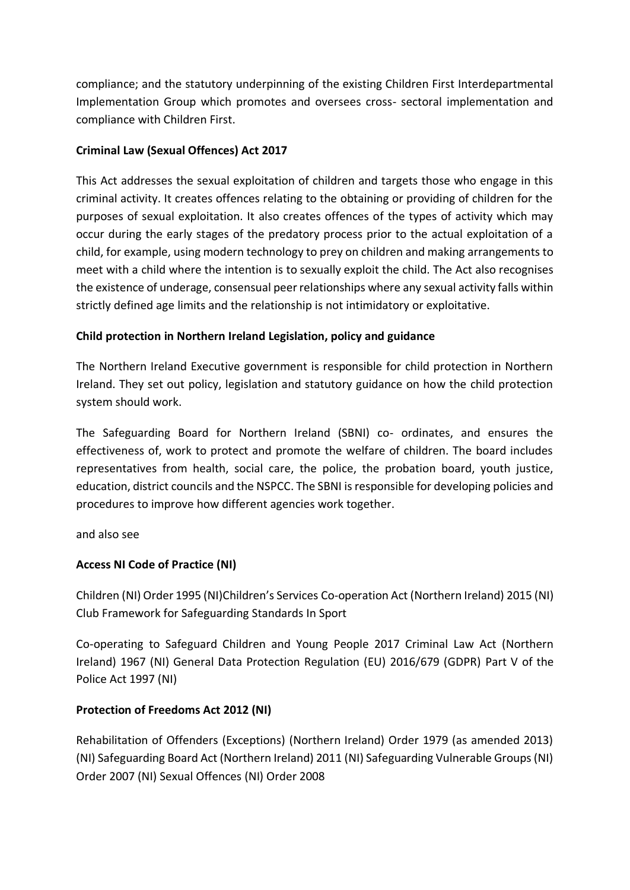compliance; and the statutory underpinning of the existing Children First Interdepartmental Implementation Group which promotes and oversees cross- sectoral implementation and compliance with Children First.

**Criminal Law (Sexual Offences) Act 2017**

This Act addresses the sexual exploitation of children and targets those who engage in this criminal activity. It creates offences relating to the obtaining or providing of children for the purposes of sexual exploitation. It also creates offences of the types of activity which may occur during the early stages of the predatory process prior to the actual exploitation of a child, for example, using modern technology to prey on children and making arrangements to meet with a child where the intention is to sexually exploit the child. The Act also recognises the existence of underage, consensual peer relationships where any sexual activity falls within strictly defined age limits and the relationship is not intimidatory or exploitative.

**Child protection in Northern Ireland Legislation, policy and guidance**

The Northern Ireland Executive government is responsible for child protection in Northern Ireland. They set out policy, legislation and statutory guidance on how the child protection system should work.

The Safeguarding Board for Northern Ireland (SBNI) co- ordinates, and ensures the effectiveness of, work to protect and promote the welfare of children. The board includes representatives from health, social care, the police, the probation board, youth justice, education, district councils and the NSPCC. The SBNI is responsible for developing policies and procedures to improve how different agencies work together.

and also see

**Access NI Code of Practice (NI)**

Children (NI) Order 1995 (NI)Children's Services Co-operation Act (Northern Ireland) 2015 (NI) Club Framework for Safeguarding Standards In Sport

Co-operating to Safeguard Children and Young People 2017 Criminal Law Act (Northern Ireland) 1967 (NI) General Data Protection Regulation (EU) 2016/679 (GDPR) Part V of the Police Act 1997 (NI)

**Protection of Freedoms Act 2012 (NI)**

Rehabilitation of Offenders (Exceptions) (Northern Ireland) Order 1979 (as amended 2013) (NI) Safeguarding Board Act (Northern Ireland) 2011 (NI) Safeguarding Vulnerable Groups (NI) Order 2007 (NI) Sexual Offences (NI) Order 2008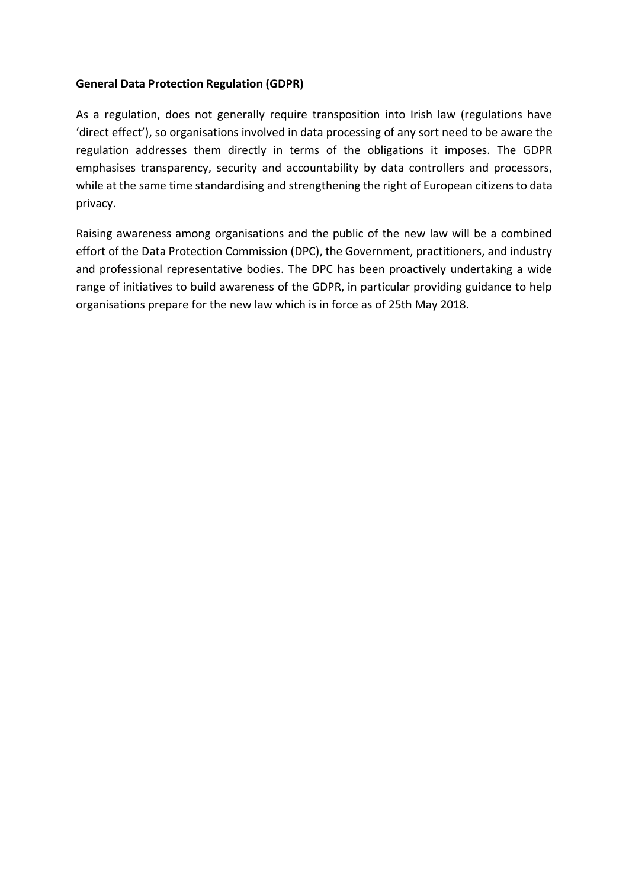**General Data Protection Regulation (GDPR)**

As a regulation, does not generally require transposition into Irish law (regulations have 'direct effect'), so organisations involved in data processing of any sort need to be aware the regulation addresses them directly in terms of the obligations it imposes. The GDPR emphasises transparency, security and accountability by data controllers and processors, while at the same time standardising and strengthening the right of European citizens to data privacy.

Raising awareness among organisations and the public of the new law will be a combined effort of the Data Protection Commission (DPC), the Government, practitioners, and industry and professional representative bodies. The DPC has been proactively undertaking a wide range of initiatives to build awareness of the GDPR, in particular providing guidance to help organisations prepare for the new law which is in force as of 25th May 2018.